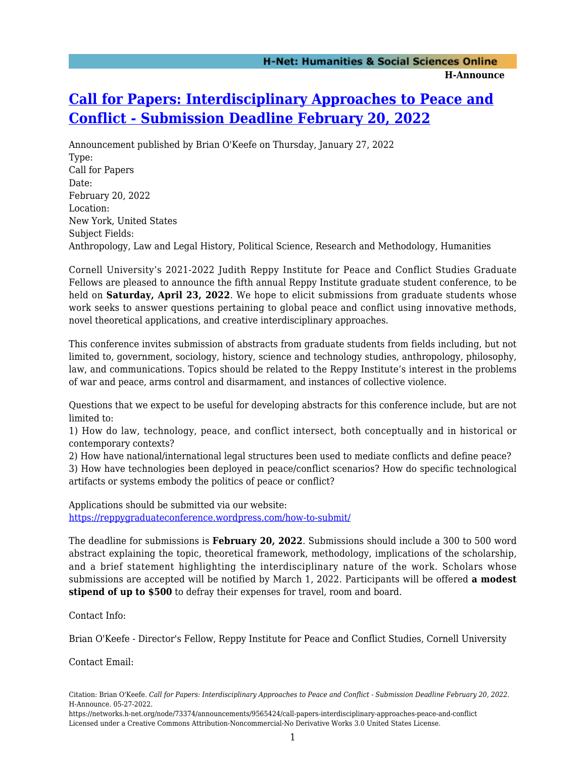# [Call for Papers: Interdisciplinary Approaches to Peace and Conflict - Submission Deadline February 20, 2022](https://networks.h-net.org/node/73374/announcements/9565424/call-papers-interdisciplinary-approaches-peace-and-conflict)

Announcement published by Brian O'Keefe on Thursday, January 27, 2022

Type:
Call for Papers

Date:
February 20, 2022

Location:
New York, United States

Subject Fields:
Anthropology, Law and Legal History, Political Science, Research and Methodology, Humanities

Cornell University's 2021-2022 Judith Reppy Institute for Peace and Conflict Studies Graduate Fellows are pleased to announce the fifth annual Reppy Institute graduate student conference, to be held on **Saturday, April 23, 2022**. We hope to elicit submissions from graduate students whose work seeks to answer questions pertaining to global peace and conflict using innovative methods, novel theoretical applications, and creative interdisciplinary approaches.

This conference invites submission of abstracts from graduate students from fields including, but not limited to, government, sociology, history, science and technology studies, anthropology, philosophy, law, and communications. Topics should be related to the Reppy Institute's interest in the problems of war and peace, arms control and disarmament, and instances of collective violence.

Questions that we expect to be useful for developing abstracts for this conference include, but are not limited to:

1) How do law, technology, peace, and conflict intersect, both conceptually and in historical or contemporary contexts?
2) How have national/international legal structures been used to mediate conflicts and define peace?
3) How have technologies been deployed in peace/conflict scenarios? How do specific technological artifacts or systems embody the politics of peace or conflict?

Applications should be submitted via our website:
[https://reppygraduateconference.wordpress.com/how-to-submit/](https://reppygraduateconference.wordpress.com/how-to-submit/)

The deadline for submissions is **February 20, 2022**. Submissions should include a 300 to 500 word abstract explaining the topic, theoretical framework, methodology, implications of the scholarship, and a brief statement highlighting the interdisciplinary nature of the work. Scholars whose submissions are accepted will be notified by March 1, 2022. Participants will be offered **a modest stipend of up to $500** to defray their expenses for travel, room and board.

Contact Info:

Brian O'Keefe - Director's Fellow, Reppy Institute for Peace and Conflict Studies, Cornell University

Contact Email:

Citation: Brian O'Keefe. *Call for Papers: Interdisciplinary Approaches to Peace and Conflict - Submission Deadline February 20, 2022*. H-Announce. 05-27-2022.
https://networks.h-net.org/node/73374/announcements/9565424/call-papers-interdisciplinary-approaches-peace-and-conflict
Licensed under a Creative Commons Attribution-Noncommercial-No Derivative Works 3.0 United States License.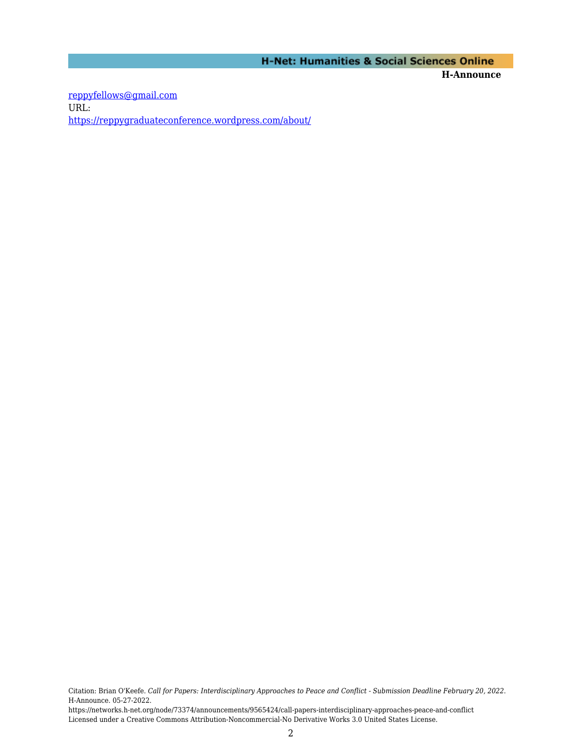reppyfellows@gmail.com
URL:
https://reppygraduateconference.wordpress.com/about/